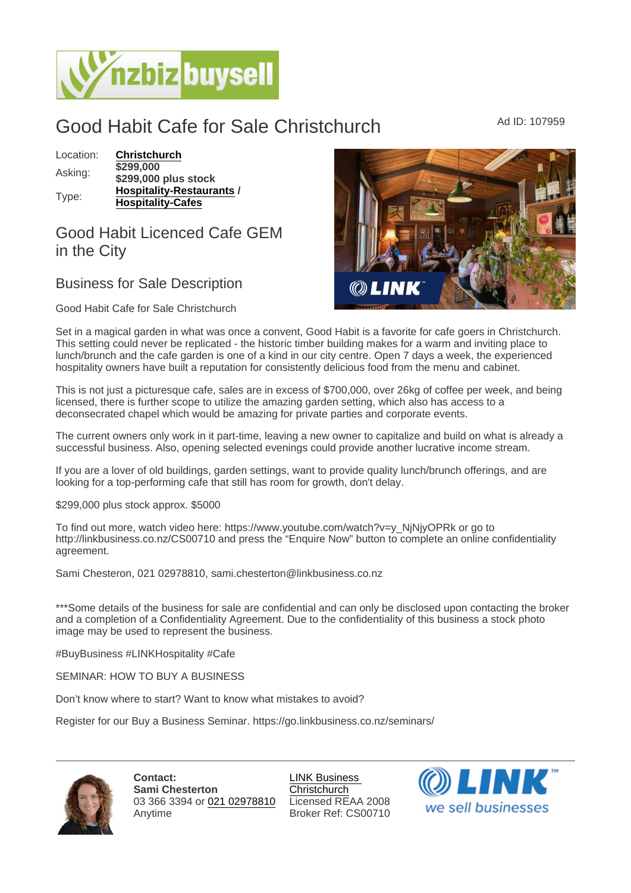# Good Habit Cafe for Sale Christchurch

Ad ID: 107959

| Location: | **Christchurch** |
| --- | --- |
| Asking: | **$299,000** **$299,000 plus stock** |
| Type: | **Hospitality-Restaurants** / **Hospitality-Cafes** |

## Good Habit Licenced Cafe GEM in the City

## Business for Sale Description

Good Habit Cafe for Sale Christchurch

Set in a magical garden in what was once a convent, Good Habit is a favorite for cafe goers in Christchurch. This setting could never be replicated - the historic timber building makes for a warm and inviting place to lunch/brunch and the cafe garden is one of a kind in our city centre. Open 7 days a week, the experienced hospitality owners have built a reputation for consistently delicious food from the menu and cabinet.

This is not just a picturesque cafe, sales are in excess of $700,000, over 26kg of coffee per week, and being licensed, there is further scope to utilize the amazing garden setting, which also has access to a deconsecrated chapel which would be amazing for private parties and corporate events.

The current owners only work in it part-time, leaving a new owner to capitalize and build on what is already a successful business. Also, opening selected evenings could provide another lucrative income stream.

If you are a lover of old buildings, garden settings, want to provide quality lunch/brunch offerings, and are looking for a top-performing cafe that still has room for growth, don't delay.

$299,000 plus stock approx. $5000

To find out more, watch video here: https://www.youtube.com/watch?v=y_NjNjyOPRk or go to http://linkbusiness.co.nz/CS00710 and press the "Enquire Now" button to complete an online confidentiality agreement.

Sami Chesteron, 021 02978810, sami.chesterton@linkbusiness.co.nz

***Some details of the business for sale are confidential and can only be disclosed upon contacting the broker and a completion of a Confidentiality Agreement. Due to the confidentiality of this business a stock photo image may be used to represent the business.

#BuyBusiness #LINKHospitality #Cafe

SEMINAR: HOW TO BUY A BUSINESS

Don't know where to start? Want to know what mistakes to avoid?

Register for our Buy a Business Seminar. https://go.linkbusiness.co.nz/seminars/

**Contact:**
**Sami Chesterton**
03 366 3394 or 021 02978810
Anytime

LINK Business Christchurch
Licensed REAA 2008
Broker Ref: CS00710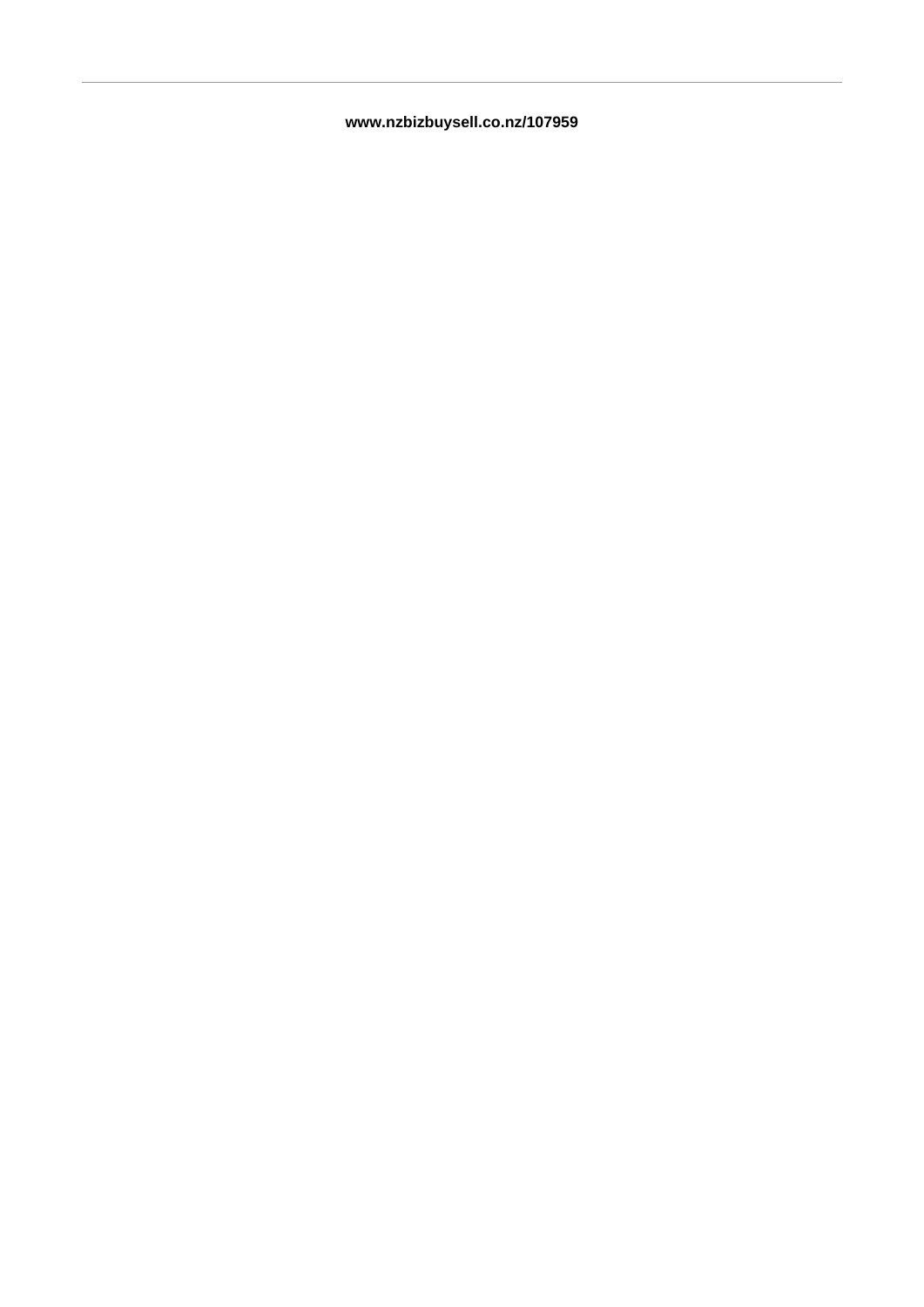**www.nzbizbuysell.co.nz/107959**